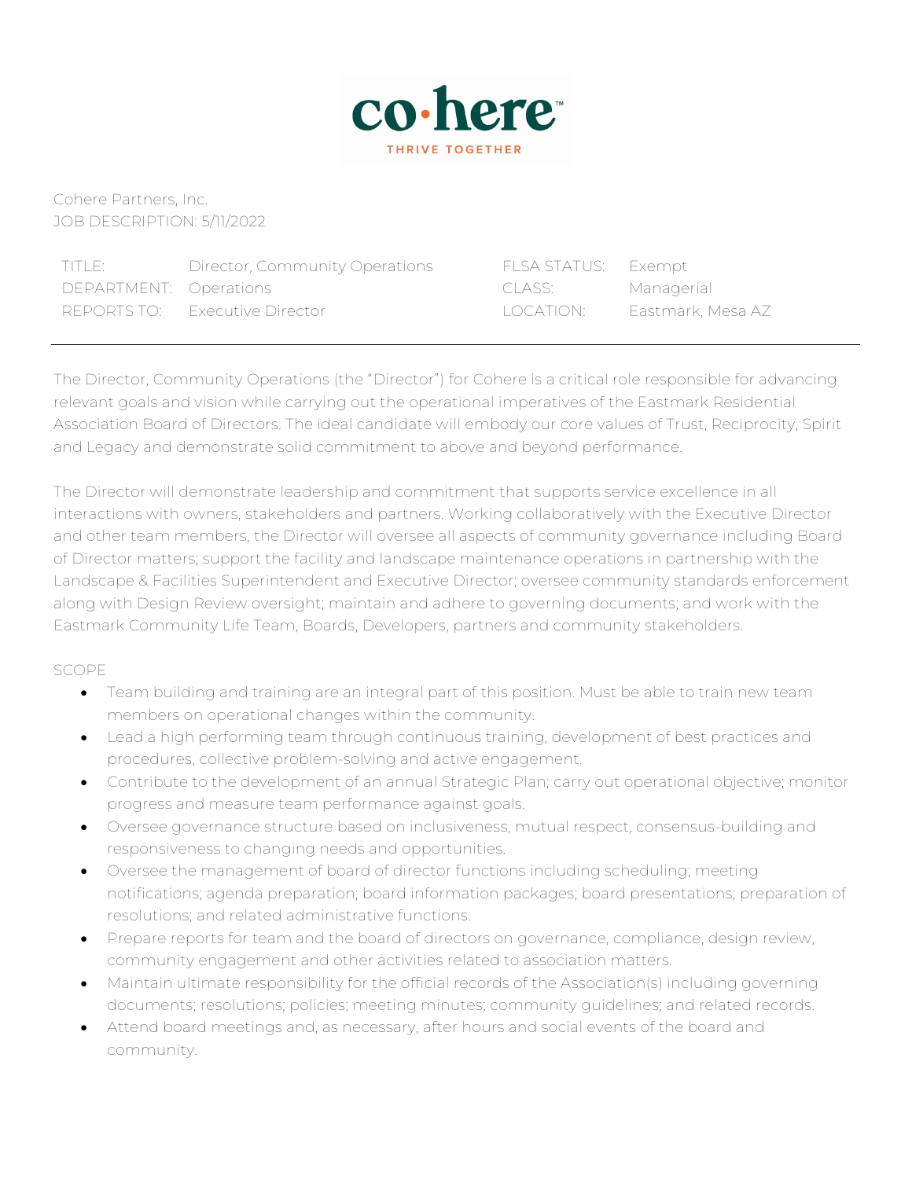co·here™
THRIVE TOGETHER

Cohere Partners, Inc.
JOB DESCRIPTION: 5/11/2022

| | | | |
|---|---|---|---|
| TITLE: | Director, Community Operations | FLSA STATUS: | Exempt |
| DEPARTMENT: | Operations | CLASS: | Managerial |
| REPORTS TO: | Executive Director | LOCATION: | Eastmark, Mesa AZ |

---

The Director, Community Operations (the "Director") for Cohere is a critical role responsible for advancing relevant goals and vision while carrying out the operational imperatives of the Eastmark Residential Association Board of Directors. The ideal candidate will embody our core values of Trust, Reciprocity, Spirit and Legacy and demonstrate solid commitment to above and beyond performance.

The Director will demonstrate leadership and commitment that supports service excellence in all interactions with owners, stakeholders and partners. Working collaboratively with the Executive Director and other team members, the Director will oversee all aspects of community governance including Board of Director matters; support the facility and landscape maintenance operations in partnership with the Landscape & Facilities Superintendent and Executive Director; oversee community standards enforcement along with Design Review oversight; maintain and adhere to governing documents; and work with the Eastmark Community Life Team, Boards, Developers, partners and community stakeholders.

SCOPE

- Team building and training are an integral part of this position. Must be able to train new team members on operational changes within the community.
- Lead a high performing team through continuous training, development of best practices and procedures, collective problem-solving and active engagement.
- Contribute to the development of an annual Strategic Plan; carry out operational objective; monitor progress and measure team performance against goals.
- Oversee governance structure based on inclusiveness, mutual respect, consensus-building and responsiveness to changing needs and opportunities.
- Oversee the management of board of director functions including scheduling; meeting notifications; agenda preparation; board information packages; board presentations; preparation of resolutions; and related administrative functions.
- Prepare reports for team and the board of directors on governance, compliance, design review, community engagement and other activities related to association matters.
- Maintain ultimate responsibility for the official records of the Association(s) including governing documents; resolutions; policies; meeting minutes; community guidelines; and related records.
- Attend board meetings and, as necessary, after hours and social events of the board and community.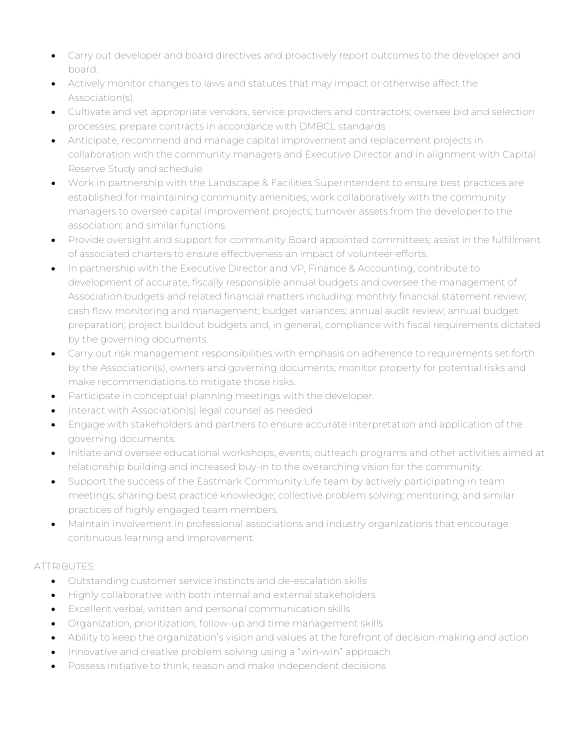- Carry out developer and board directives and proactively report outcomes to the developer and board.
- Actively monitor changes to laws and statutes that may impact or otherwise affect the Association(s).
- Cultivate and vet appropriate vendors, service providers and contractors; oversee bid and selection processes; prepare contracts in accordance with DMBCL standards
- Anticipate, recommend and manage capital improvement and replacement projects in collaboration with the community managers and Executive Director and in alignment with Capital Reserve Study and schedule.
- Work in partnership with the Landscape & Facilities Superintendent to ensure best practices are established for maintaining community amenities; work collaboratively with the community managers to oversee capital improvement projects; turnover assets from the developer to the association; and similar functions.
- Provide oversight and support for community Board appointed committees; assist in the fulfillment of associated charters to ensure effectiveness an impact of volunteer efforts.
- In partnership with the Executive Director and VP, Finance & Accounting, contribute to development of accurate, fiscally responsible annual budgets and oversee the management of Association budgets and related financial matters including: monthly financial statement review; cash flow monitoring and management; budget variances; annual audit review; annual budget preparation; project buildout budgets and, in general, compliance with fiscal requirements dictated by the governing documents.
- Carry out risk management responsibilities with emphasis on adherence to requirements set forth by the Association(s), owners and governing documents; monitor property for potential risks and make recommendations to mitigate those risks.
- Participate in conceptual planning meetings with the developer.
- Interact with Association(s) legal counsel as needed.
- Engage with stakeholders and partners to ensure accurate interpretation and application of the governing documents.
- Initiate and oversee educational workshops, events, outreach programs and other activities aimed at relationship building and increased buy-in to the overarching vision for the community.
- Support the success of the Eastmark Community Life team by actively participating in team meetings; sharing best practice knowledge; collective problem solving; mentoring; and similar practices of highly engaged team members.
- Maintain involvement in professional associations and industry organizations that encourage continuous learning and improvement.

ATTRIBUTES:

- Outstanding customer service instincts and de-escalation skills
- Highly collaborative with both internal and external stakeholders
- Excellent verbal, written and personal communication skills
- Organization, prioritization, follow-up and time management skills
- Ability to keep the organization's vision and values at the forefront of decision-making and action
- Innovative and creative problem solving using a "win-win" approach
- Possess initiative to think, reason and make independent decisions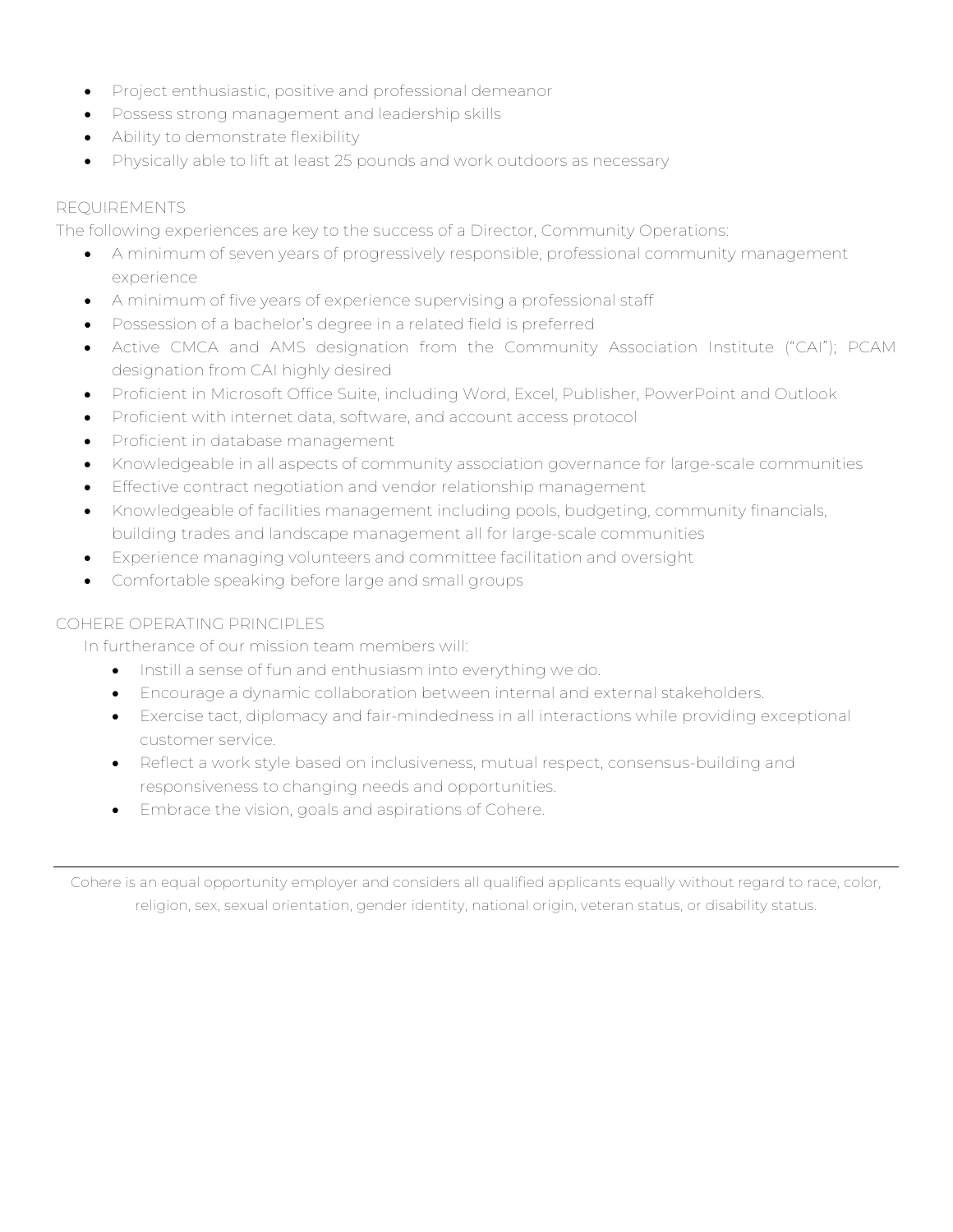- Project enthusiastic, positive and professional demeanor
- Possess strong management and leadership skills
- Ability to demonstrate flexibility
- Physically able to lift at least 25 pounds and work outdoors as necessary

## REQUIREMENTS

The following experiences are key to the success of a Director, Community Operations:

- A minimum of seven years of progressively responsible, professional community management experience
- A minimum of five years of experience supervising a professional staff
- Possession of a bachelor's degree in a related field is preferred
- Active CMCA and AMS designation from the Community Association Institute ("CAI"); PCAM designation from CAI highly desired
- Proficient in Microsoft Office Suite, including Word, Excel, Publisher, PowerPoint and Outlook
- Proficient with internet data, software, and account access protocol
- Proficient in database management
- Knowledgeable in all aspects of community association governance for large-scale communities
- Effective contract negotiation and vendor relationship management
- Knowledgeable of facilities management including pools, budgeting, community financials, building trades and landscape management all for large-scale communities
- Experience managing volunteers and committee facilitation and oversight
- Comfortable speaking before large and small groups

## COHERE OPERATING PRINCIPLES

In furtherance of our mission team members will:

- Instill a sense of fun and enthusiasm into everything we do.
- Encourage a dynamic collaboration between internal and external stakeholders.
- Exercise tact, diplomacy and fair-mindedness in all interactions while providing exceptional customer service.
- Reflect a work style based on inclusiveness, mutual respect, consensus-building and responsiveness to changing needs and opportunities.
- Embrace the vision, goals and aspirations of Cohere.

---

Cohere is an equal opportunity employer and considers all qualified applicants equally without regard to race, color, religion, sex, sexual orientation, gender identity, national origin, veteran status, or disability status.